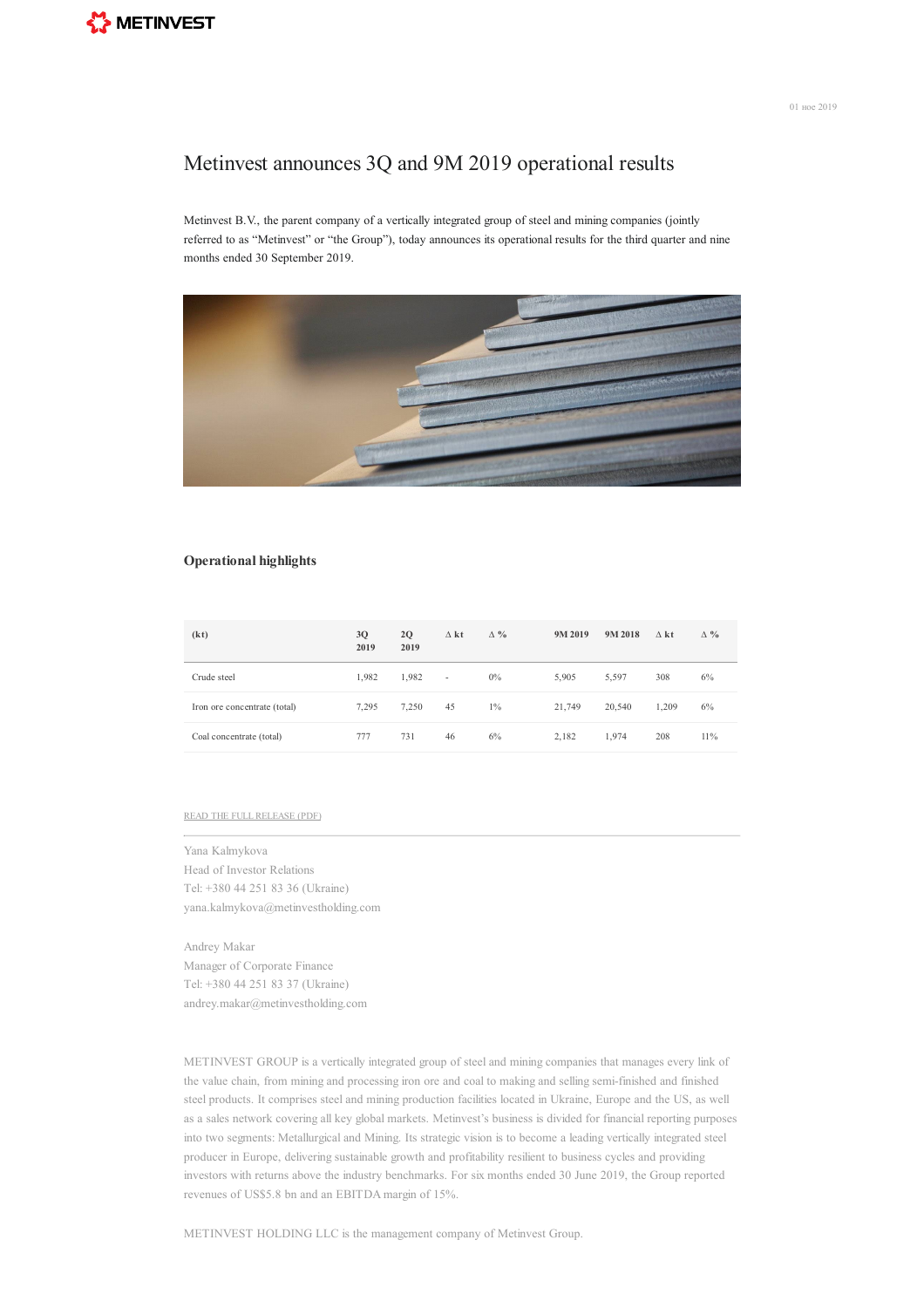01 нояб 2019

# Metinvest announces 3Q and 9M 2019 operational results

Metinvest B.V., the parent company of a vertically integrated group of steel and mining companies (jointly referred to as "Metinvest" or "the Group"), today announces its operational results for the third quarter and nine months ended 30 September 2019.

## Operational highlights

| (kt) | 3Q 2019 | 2Q 2019 | Δ kt | Δ % | 9M 2019 | 9M 2018 | Δ kt | Δ % |
|---|---|---|---|---|---|---|---|---|
| Crude steel | 1,982 | 1,982 | - | 0% | 5,905 | 5,597 | 308 | 6% |
| Iron ore concentrate (total) | 7,295 | 7,250 | 45 | 1% | 21,749 | 20,540 | 1,209 | 6% |
| Coal concentrate (total) | 777 | 731 | 46 | 6% | 2,182 | 1,974 | 208 | 11% |

READ THE FULL RELEASE (PDF)

Yana Kalmykova
Head of Investor Relations
Tel: +380 44 251 83 36 (Ukraine)
yana.kalmykova@metinvestholding.com

Andrey Makar
Manager of Corporate Finance
Tel: +380 44 251 83 37 (Ukraine)
andrey.makar@metinvestholding.com

METINVEST GROUP is a vertically integrated group of steel and mining companies that manages every link of the value chain, from mining and processing iron ore and coal to making and selling semi-finished and finished steel products. It comprises steel and mining production facilities located in Ukraine, Europe and the US, as well as a sales network covering all key global markets. Metinvest's business is divided for financial reporting purposes into two segments: Metallurgical and Mining. Its strategic vision is to become a leading vertically integrated steel producer in Europe, delivering sustainable growth and profitability resilient to business cycles and providing investors with returns above the industry benchmarks. For six months ended 30 June 2019, the Group reported revenues of US$5.8 bn and an EBITDA margin of 15%.

METINVEST HOLDING LLC is the management company of Metinvest Group.